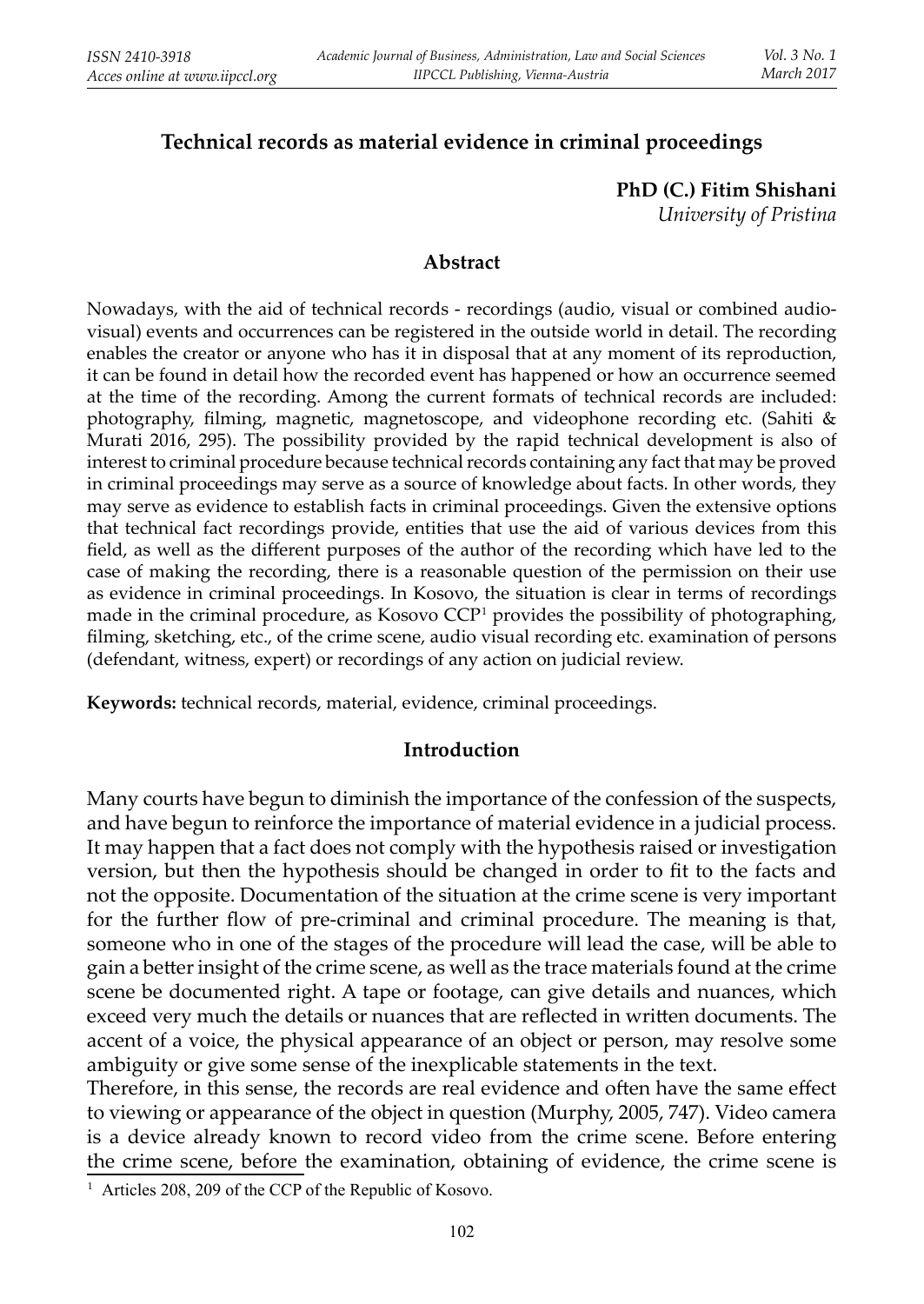# Technical records as material evidence in criminal proceedings

**PhD (C.) Fitim Shishani**
*University of Pristina*

## Abstract

Nowadays, with the aid of technical records - recordings (audio, visual or combined audio-visual) events and occurrences can be registered in the outside world in detail. The recording enables the creator or anyone who has it in disposal that at any moment of its reproduction, it can be found in detail how the recorded event has happened or how an occurrence seemed at the time of the recording. Among the current formats of technical records are included: photography, filming, magnetic, magnetoscope, and videophone recording etc. (Sahiti & Murati 2016, 295). The possibility provided by the rapid technical development is also of interest to criminal procedure because technical records containing any fact that may be proved in criminal proceedings may serve as a source of knowledge about facts. In other words, they may serve as evidence to establish facts in criminal proceedings. Given the extensive options that technical fact recordings provide, entities that use the aid of various devices from this field, as well as the different purposes of the author of the recording which have led to the case of making the recording, there is a reasonable question of the permission on their use as evidence in criminal proceedings. In Kosovo, the situation is clear in terms of recordings made in the criminal procedure, as Kosovo CCP[1] provides the possibility of photographing, filming, sketching, etc., of the crime scene, audio visual recording etc. examination of persons (defendant, witness, expert) or recordings of any action on judicial review.

**Keywords:** technical records, material, evidence, criminal proceedings.

## Introduction

Many courts have begun to diminish the importance of the confession of the suspects, and have begun to reinforce the importance of material evidence in a judicial process. It may happen that a fact does not comply with the hypothesis raised or investigation version, but then the hypothesis should be changed in order to fit to the facts and not the opposite. Documentation of the situation at the crime scene is very important for the further flow of pre-criminal and criminal procedure. The meaning is that, someone who in one of the stages of the procedure will lead the case, will be able to gain a better insight of the crime scene, as well as the trace materials found at the crime scene be documented right. A tape or footage, can give details and nuances, which exceed very much the details or nuances that are reflected in written documents. The accent of a voice, the physical appearance of an object or person, may resolve some ambiguity or give some sense of the inexplicable statements in the text.

Therefore, in this sense, the records are real evidence and often have the same effect to viewing or appearance of the object in question (Murphy, 2005, 747). Video camera is a device already known to record video from the crime scene. Before entering the crime scene, before the examination, obtaining of evidence, the crime scene is

[1] Articles 208, 209 of the CCP of the Republic of Kosovo.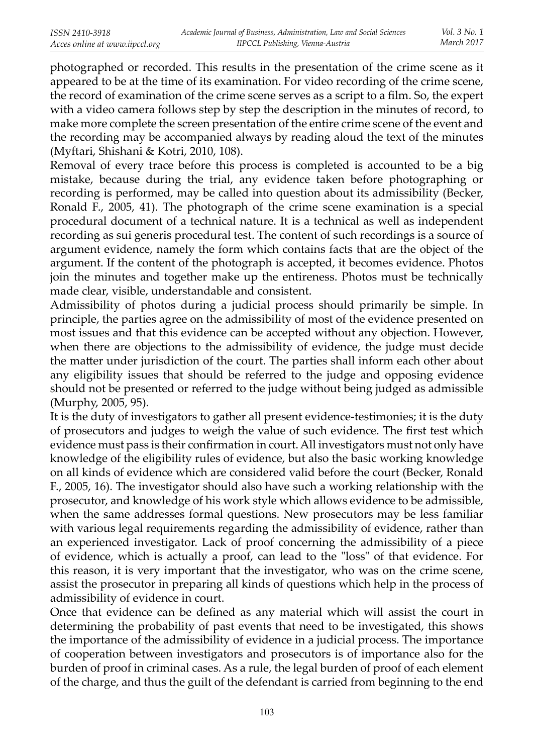photographed or recorded. This results in the presentation of the crime scene as it appeared to be at the time of its examination. For video recording of the crime scene, the record of examination of the crime scene serves as a script to a film. So, the expert with a video camera follows step by step the description in the minutes of record, to make more complete the screen presentation of the entire crime scene of the event and the recording may be accompanied always by reading aloud the text of the minutes (Myftari, Shishani & Kotri, 2010, 108).

Removal of every trace before this process is completed is accounted to be a big mistake, because during the trial, any evidence taken before photographing or recording is performed, may be called into question about its admissibility (Becker, Ronald F., 2005, 41). The photograph of the crime scene examination is a special procedural document of a technical nature. It is a technical as well as independent recording as sui generis procedural test. The content of such recordings is a source of argument evidence, namely the form which contains facts that are the object of the argument. If the content of the photograph is accepted, it becomes evidence. Photos join the minutes and together make up the entireness. Photos must be technically made clear, visible, understandable and consistent.

Admissibility of photos during a judicial process should primarily be simple. In principle, the parties agree on the admissibility of most of the evidence presented on most issues and that this evidence can be accepted without any objection. However, when there are objections to the admissibility of evidence, the judge must decide the matter under jurisdiction of the court. The parties shall inform each other about any eligibility issues that should be referred to the judge and opposing evidence should not be presented or referred to the judge without being judged as admissible (Murphy, 2005, 95).

It is the duty of investigators to gather all present evidence-testimonies; it is the duty of prosecutors and judges to weigh the value of such evidence. The first test which evidence must pass is their confirmation in court. All investigators must not only have knowledge of the eligibility rules of evidence, but also the basic working knowledge on all kinds of evidence which are considered valid before the court (Becker, Ronald F., 2005, 16). The investigator should also have such a working relationship with the prosecutor, and knowledge of his work style which allows evidence to be admissible, when the same addresses formal questions. New prosecutors may be less familiar with various legal requirements regarding the admissibility of evidence, rather than an experienced investigator. Lack of proof concerning the admissibility of a piece of evidence, which is actually a proof, can lead to the "loss" of that evidence. For this reason, it is very important that the investigator, who was on the crime scene, assist the prosecutor in preparing all kinds of questions which help in the process of admissibility of evidence in court.

Once that evidence can be defined as any material which will assist the court in determining the probability of past events that need to be investigated, this shows the importance of the admissibility of evidence in a judicial process. The importance of cooperation between investigators and prosecutors is of importance also for the burden of proof in criminal cases. As a rule, the legal burden of proof of each element of the charge, and thus the guilt of the defendant is carried from beginning to the end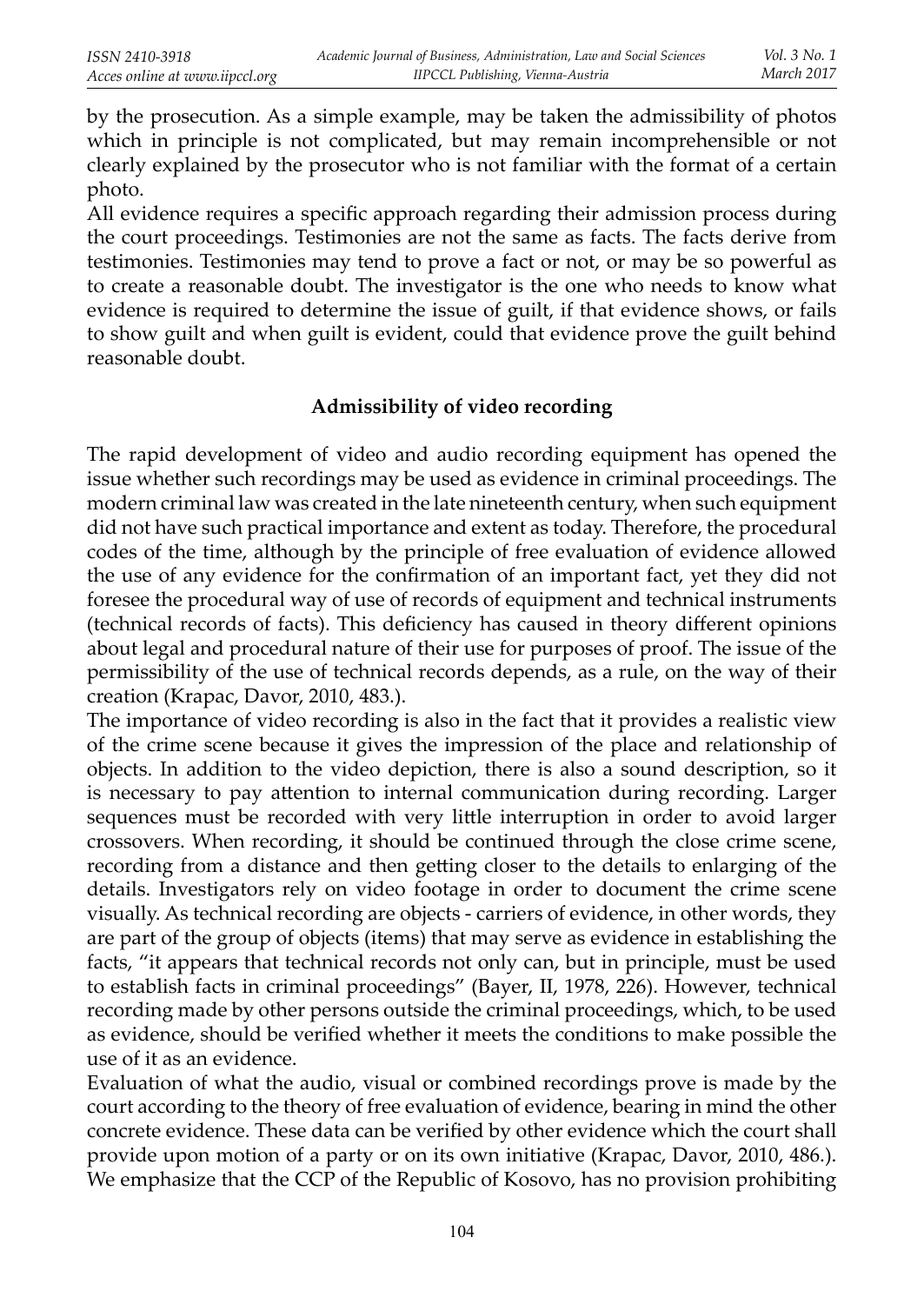by the prosecution. As a simple example, may be taken the admissibility of photos which in principle is not complicated, but may remain incomprehensible or not clearly explained by the prosecutor who is not familiar with the format of a certain photo.

All evidence requires a specific approach regarding their admission process during the court proceedings. Testimonies are not the same as facts. The facts derive from testimonies. Testimonies may tend to prove a fact or not, or may be so powerful as to create a reasonable doubt. The investigator is the one who needs to know what evidence is required to determine the issue of guilt, if that evidence shows, or fails to show guilt and when guilt is evident, could that evidence prove the guilt behind reasonable doubt.

## Admissibility of video recording

The rapid development of video and audio recording equipment has opened the issue whether such recordings may be used as evidence in criminal proceedings. The modern criminal law was created in the late nineteenth century, when such equipment did not have such practical importance and extent as today. Therefore, the procedural codes of the time, although by the principle of free evaluation of evidence allowed the use of any evidence for the confirmation of an important fact, yet they did not foresee the procedural way of use of records of equipment and technical instruments (technical records of facts). This deficiency has caused in theory different opinions about legal and procedural nature of their use for purposes of proof. The issue of the permissibility of the use of technical records depends, as a rule, on the way of their creation (Krapac, Davor, 2010, 483.).

The importance of video recording is also in the fact that it provides a realistic view of the crime scene because it gives the impression of the place and relationship of objects. In addition to the video depiction, there is also a sound description, so it is necessary to pay attention to internal communication during recording. Larger sequences must be recorded with very little interruption in order to avoid larger crossovers. When recording, it should be continued through the close crime scene, recording from a distance and then getting closer to the details to enlarging of the details. Investigators rely on video footage in order to document the crime scene visually. As technical recording are objects - carriers of evidence, in other words, they are part of the group of objects (items) that may serve as evidence in establishing the facts, "it appears that technical records not only can, but in principle, must be used to establish facts in criminal proceedings" (Bayer, II, 1978, 226). However, technical recording made by other persons outside the criminal proceedings, which, to be used as evidence, should be verified whether it meets the conditions to make possible the use of it as an evidence.

Evaluation of what the audio, visual or combined recordings prove is made by the court according to the theory of free evaluation of evidence, bearing in mind the other concrete evidence. These data can be verified by other evidence which the court shall provide upon motion of a party or on its own initiative (Krapac, Davor, 2010, 486.). We emphasize that the CCP of the Republic of Kosovo, has no provision prohibiting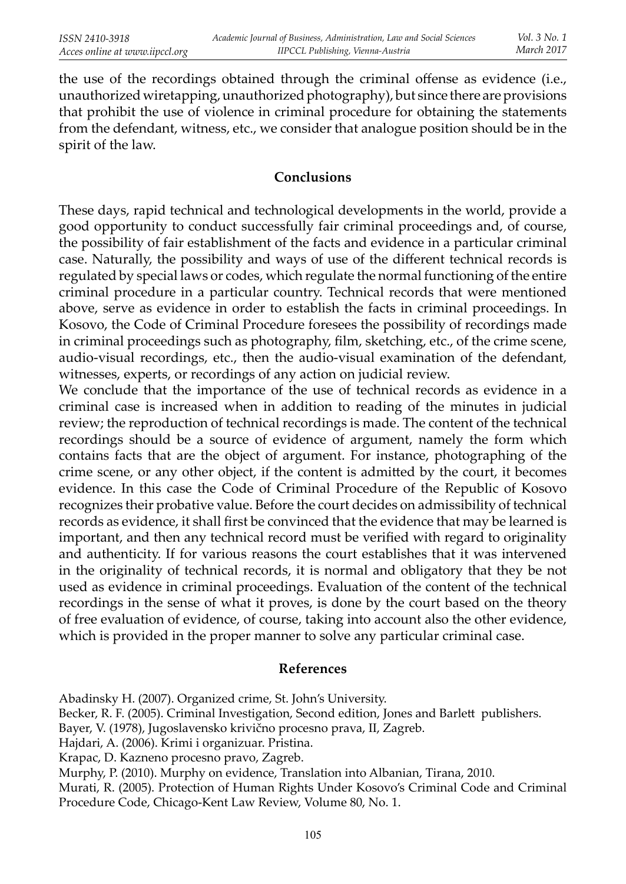the use of the recordings obtained through the criminal offense as evidence (i.e., unauthorized wiretapping, unauthorized photography), but since there are provisions that prohibit the use of violence in criminal procedure for obtaining the statements from the defendant, witness, etc., we consider that analogue position should be in the spirit of the law.

## Conclusions

These days, rapid technical and technological developments in the world, provide a good opportunity to conduct successfully fair criminal proceedings and, of course, the possibility of fair establishment of the facts and evidence in a particular criminal case. Naturally, the possibility and ways of use of the different technical records is regulated by special laws or codes, which regulate the normal functioning of the entire criminal procedure in a particular country. Technical records that were mentioned above, serve as evidence in order to establish the facts in criminal proceedings. In Kosovo, the Code of Criminal Procedure foresees the possibility of recordings made in criminal proceedings such as photography, film, sketching, etc., of the crime scene, audio-visual recordings, etc., then the audio-visual examination of the defendant, witnesses, experts, or recordings of any action on judicial review.

We conclude that the importance of the use of technical records as evidence in a criminal case is increased when in addition to reading of the minutes in judicial review; the reproduction of technical recordings is made. The content of the technical recordings should be a source of evidence of argument, namely the form which contains facts that are the object of argument. For instance, photographing of the crime scene, or any other object, if the content is admitted by the court, it becomes evidence. In this case the Code of Criminal Procedure of the Republic of Kosovo recognizes their probative value. Before the court decides on admissibility of technical records as evidence, it shall first be convinced that the evidence that may be learned is important, and then any technical record must be verified with regard to originality and authenticity. If for various reasons the court establishes that it was intervened in the originality of technical records, it is normal and obligatory that they be not used as evidence in criminal proceedings. Evaluation of the content of the technical recordings in the sense of what it proves, is done by the court based on the theory of free evaluation of evidence, of course, taking into account also the other evidence, which is provided in the proper manner to solve any particular criminal case.

## References

Abadinsky H. (2007). Organized crime, St. John's University.

Becker, R. F. (2005). Criminal Investigation, Second edition, Jones and Barlett publishers.

Bayer, V. (1978), Jugoslavensko krivično procesno prava, II, Zagreb.

Hajdari, A. (2006). Krimi i organizuar. Pristina.

Krapac, D. Kazneno procesno pravo, Zagreb.

Murphy, P. (2010). Murphy on evidence, Translation into Albanian, Tirana, 2010.

Murati, R. (2005). Protection of Human Rights Under Kosovo's Criminal Code and Criminal Procedure Code, Chicago-Kent Law Review, Volume 80, No. 1.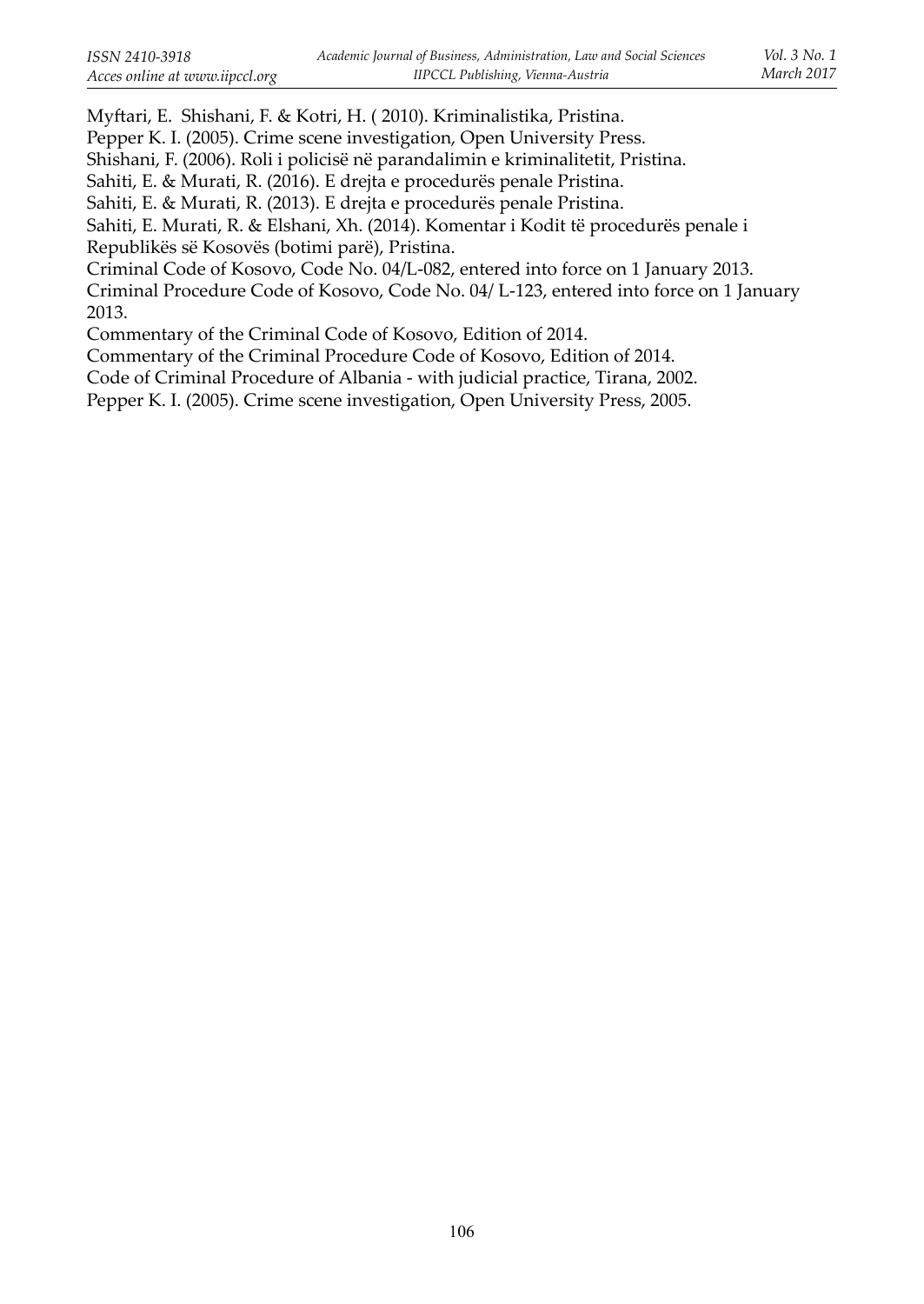Myftari, E. Shishani, F. & Kotri, H. ( 2010). Kriminalistika, Pristina.

Pepper K. I. (2005). Crime scene investigation, Open University Press.

Shishani, F. (2006). Roli i policisë në parandalimin e kriminalitetit, Pristina.

Sahiti, E. & Murati, R. (2016). E drejta e procedurës penale Pristina.

Sahiti, E. & Murati, R. (2013). E drejta e procedurës penale Pristina.

Sahiti, E. Murati, R. & Elshani, Xh. (2014). Komentar i Kodit të procedurës penale i Republikës së Kosovës (botimi parë), Pristina.

Criminal Code of Kosovo, Code No. 04/L-082, entered into force on 1 January 2013.

Criminal Procedure Code of Kosovo, Code No. 04/ L-123, entered into force on 1 January 2013.

Commentary of the Criminal Code of Kosovo, Edition of 2014.

Commentary of the Criminal Procedure Code of Kosovo, Edition of 2014.

Code of Criminal Procedure of Albania - with judicial practice, Tirana, 2002.

Pepper K. I. (2005). Crime scene investigation, Open University Press, 2005.